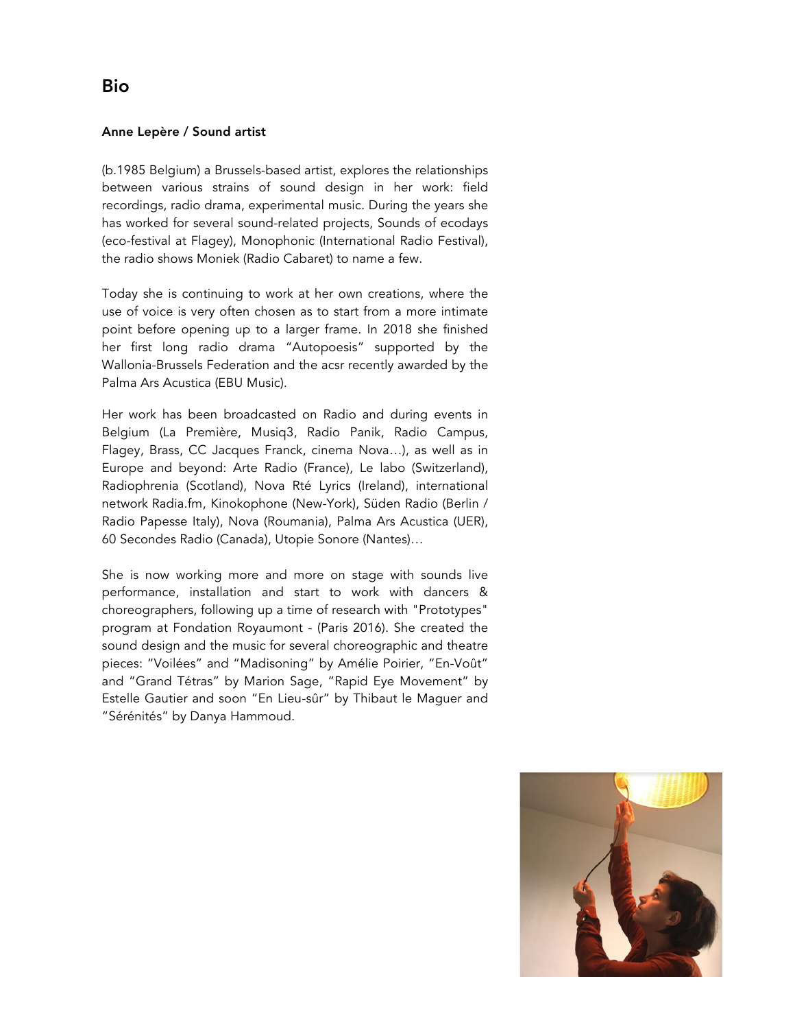# Bio

**Anne Lepère / Sound artist**

(b.1985 Belgium) a Brussels-based artist, explores the relationships between various strains of sound design in her work: field recordings, radio drama, experimental music. During the years she has worked for several sound-related projects, Sounds of ecodays (eco-festival at Flagey), Monophonic (International Radio Festival), the radio shows Moniek (Radio Cabaret) to name a few.

Today she is continuing to work at her own creations, where the use of voice is very often chosen as to start from a more intimate point before opening up to a larger frame. In 2018 she finished her first long radio drama "Autopoesis" supported by the Wallonia-Brussels Federation and the acsr recently awarded by the Palma Ars Acustica (EBU Music).

Her work has been broadcasted on Radio and during events in Belgium (La Première, Musiq3, Radio Panik, Radio Campus, Flagey, Brass, CC Jacques Franck, cinema Nova…), as well as in Europe and beyond: Arte Radio (France), Le labo (Switzerland), Radiophrenia (Scotland), Nova Rté Lyrics (Ireland), international network Radia.fm, Kinokophone (New-York), Süden Radio (Berlin / Radio Papesse Italy), Nova (Roumania), Palma Ars Acustica (UER), 60 Secondes Radio (Canada), Utopie Sonore (Nantes)…

She is now working more and more on stage with sounds live performance, installation and start to work with dancers & choreographers, following up a time of research with "Prototypes" program at Fondation Royaumont - (Paris 2016). She created the sound design and the music for several choreographic and theatre pieces: "Voilées" and "Madisoning" by Amélie Poirier, "En-Voût" and "Grand Tétras" by Marion Sage, "Rapid Eye Movement" by Estelle Gautier and soon "En Lieu-sûr" by Thibaut le Maguer and "Sérénités" by Danya Hammoud.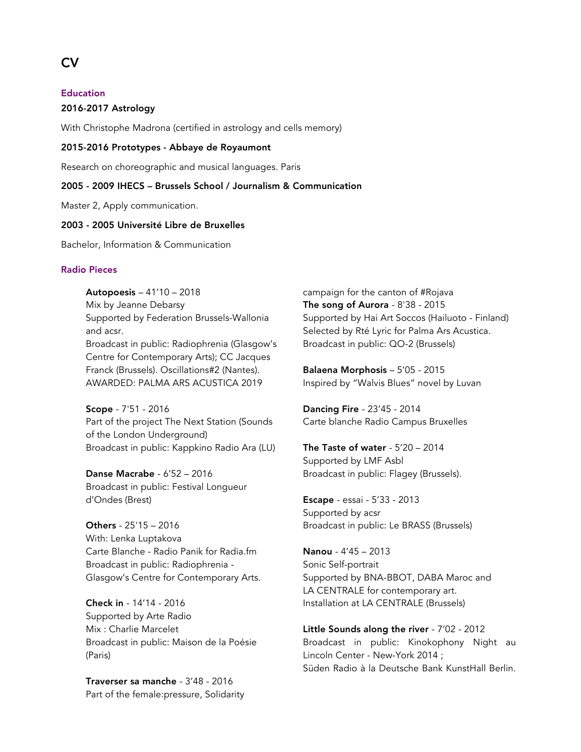# CV

## Education

### 2016-2017 Astrology

With Christophe Madrona (certified in astrology and cells memory)

### 2015-2016 Prototypes - Abbaye de Royaumont

Research on choreographic and musical languages. Paris

### 2005 - 2009 IHECS – Brussels School / Journalism & Communication

Master 2, Apply communication.

### 2003 - 2005 Université Libre de Bruxelles

Bachelor, Information & Communication

## Radio Pieces

**Autopoesis** – 41'10 – 2018
Mix by Jeanne Debarsy
Supported by Federation Brussels-Wallonia and acsr.
Broadcast in public: Radiophrenia (Glasgow's Centre for Contemporary Arts); CC Jacques Franck (Brussels). Oscillations#2 (Nantes).
AWARDED: PALMA ARS ACUSTICA 2019

**Scope** - 7'51 - 2016
Part of the project The Next Station (Sounds of the London Underground)
Broadcast in public: Kappkino Radio Ara (LU)

**Danse Macrabe** - 6'52 – 2016
Broadcast in public: Festival Longueur d'Ondes (Brest)

**Others** - 25'15 – 2016
With: Lenka Luptakova
Carte Blanche - Radio Panik for Radia.fm
Broadcast in public: Radiophrenia - Glasgow's Centre for Contemporary Arts.

**Check in** - 14'14 - 2016
Supported by Arte Radio
Mix : Charlie Marcelet
Broadcast in public: Maison de la Poésie (Paris)

**Traverser sa manche** - 3'48 - 2016
Part of the female:pressure, Solidarity campaign for the canton of #Rojava

**The song of Aurora** - 8'38 - 2015
Supported by Hai Art Soccos (Hailuoto - Finland)
Selected by Rté Lyric for Palma Ars Acustica.
Broadcast in public: QO-2 (Brussels)

**Balaena Morphosis** – 5'05 - 2015
Inspired by "Walvis Blues" novel by Luvan

**Dancing Fire** - 23'45 - 2014
Carte blanche Radio Campus Bruxelles

**The Taste of water** - 5'20 – 2014
Supported by LMF Asbl
Broadcast in public: Flagey (Brussels).

**Escape** - essai - 5'33 - 2013
Supported by acsr
Broadcast in public: Le BRASS (Brussels)

**Nanou** - 4'45 – 2013
Sonic Self-portrait
Supported by BNA-BBOT, DABA Maroc and LA CENTRALE for contemporary art.
Installation at LA CENTRALE (Brussels)

**Little Sounds along the river** - 7'02 - 2012
Broadcast in public: Kinokophony Night au Lincoln Center - New-York 2014 ;
Süden Radio à la Deutsche Bank KunstHall Berlin.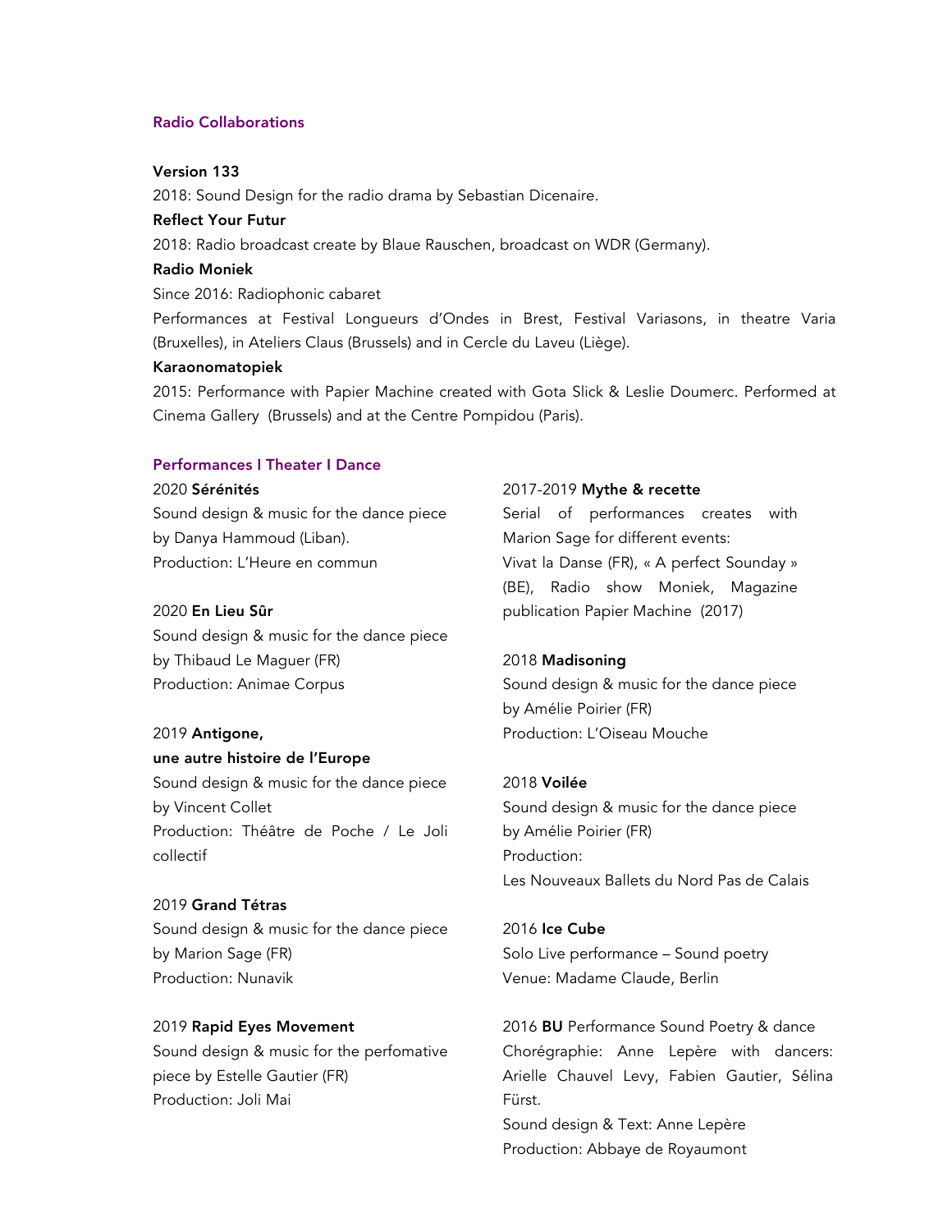## Radio Collaborations

**Version 133**
2018: Sound Design for the radio drama by Sebastian Dicenaire.

**Reflect Your Futur**
2018: Radio broadcast create by Blaue Rauschen, broadcast on WDR (Germany).

**Radio Moniek**
Since 2016: Radiophonic cabaret
Performances at Festival Longueurs d'Ondes in Brest, Festival Variasons, in theatre Varia (Bruxelles), in Ateliers Claus (Brussels) and in Cercle du Laveu (Liège).

**Karaonomatopiek**
2015: Performance with Papier Machine created with Gota Slick & Leslie Doumerc. Performed at Cinema Gallery (Brussels) and at the Centre Pompidou (Paris).

## Performances I Theater I Dance

2020 **Sérénités**
Sound design & music for the dance piece by Danya Hammoud (Liban).
Production: L'Heure en commun

2020 **En Lieu Sûr**
Sound design & music for the dance piece by Thibaud Le Maguer (FR)
Production: Animae Corpus

2019 **Antigone, une autre histoire de l'Europe**
Sound design & music for the dance piece by Vincent Collet
Production: Théâtre de Poche / Le Joli collectif

2019 **Grand Tétras**
Sound design & music for the dance piece by Marion Sage (FR)
Production: Nunavik

2019 **Rapid Eyes Movement**
Sound design & music for the perfomative piece by Estelle Gautier (FR)
Production: Joli Mai

2017-2019 **Mythe & recette**
Serial of performances creates with Marion Sage for different events:
Vivat la Danse (FR), « A perfect Sounday » (BE), Radio show Moniek, Magazine publication Papier Machine (2017)

2018 **Madisoning**
Sound design & music for the dance piece by Amélie Poirier (FR)
Production: L'Oiseau Mouche

2018 **Voilée**
Sound design & music for the dance piece by Amélie Poirier (FR)
Production:
Les Nouveaux Ballets du Nord Pas de Calais

2016 **Ice Cube**
Solo Live performance – Sound poetry
Venue: Madame Claude, Berlin

2016 **BU** Performance Sound Poetry & dance
Chorégraphie: Anne Lepère with dancers: Arielle Chauvel Levy, Fabien Gautier, Sélina Fürst.
Sound design & Text: Anne Lepère
Production: Abbaye de Royaumont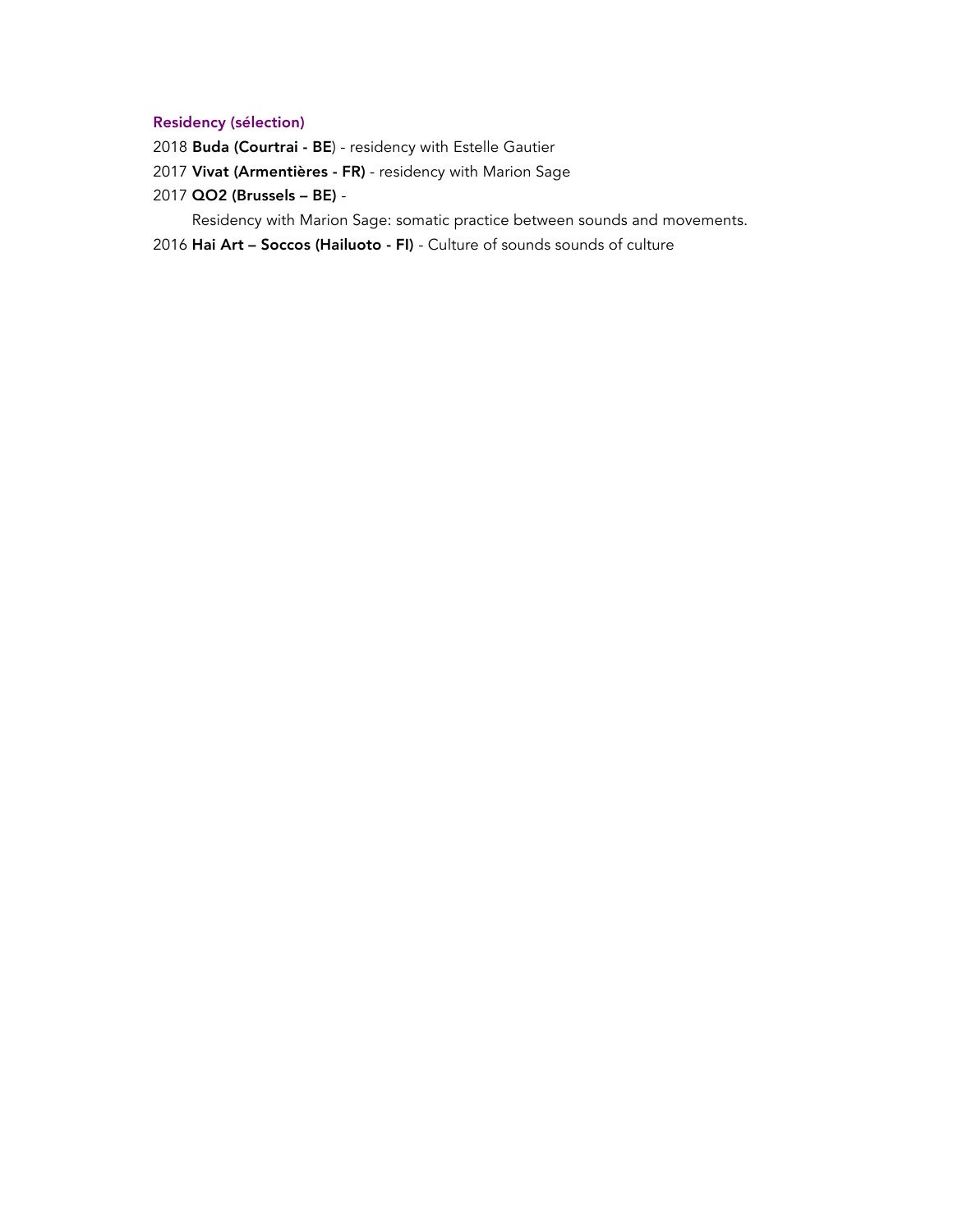### Residency (sélection)

2018 **Buda (Courtrai - BE**) - residency with Estelle Gautier

2017 **Vivat (Armentières - FR)** - residency with Marion Sage

2017 **QO2 (Brussels – BE)** -

Residency with Marion Sage: somatic practice between sounds and movements.

2016 **Hai Art – Soccos (Hailuoto - FI)** - Culture of sounds sounds of culture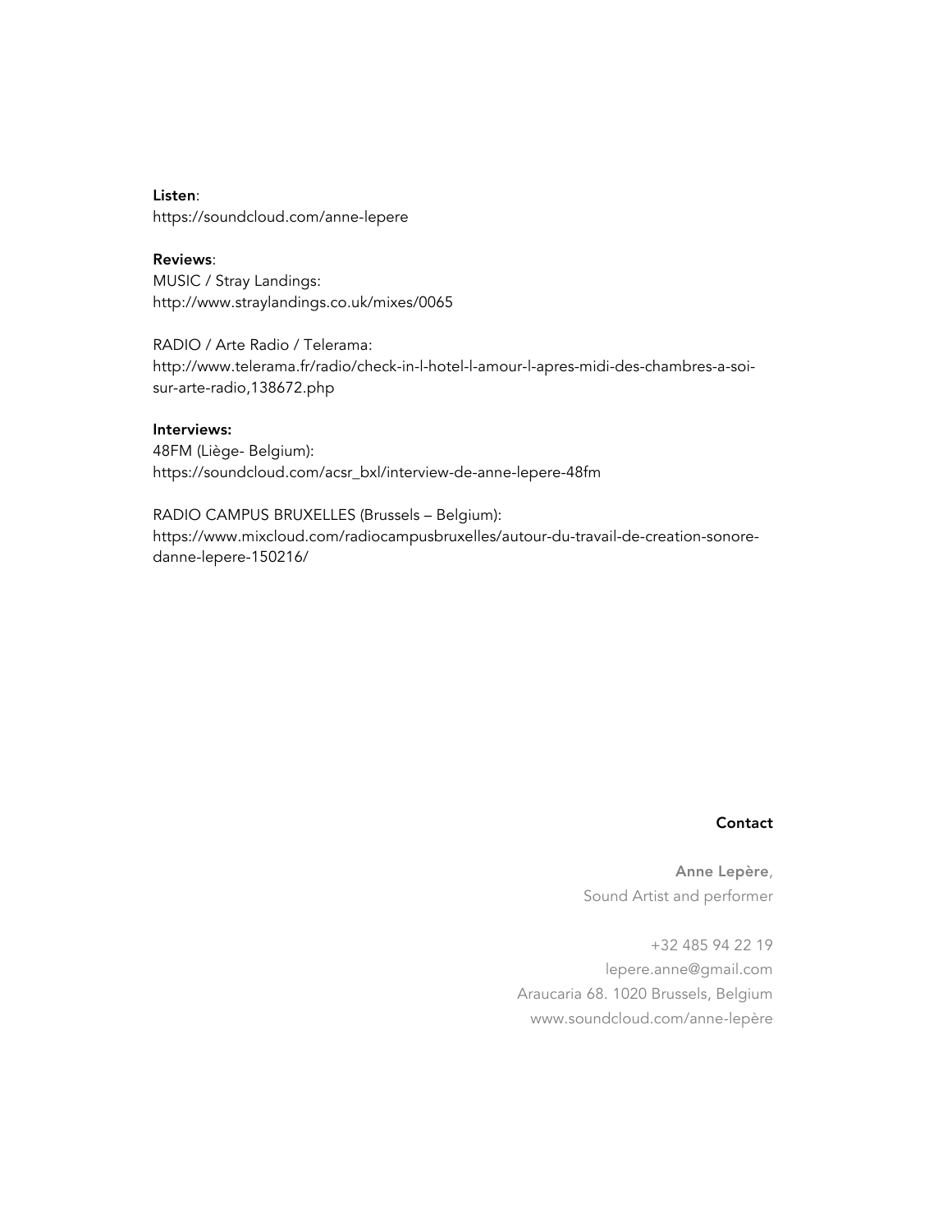**Listen**:
https://soundcloud.com/anne-lepere

**Reviews**:
MUSIC / Stray Landings:
http://www.straylandings.co.uk/mixes/0065

RADIO / Arte Radio / Telerama:
http://www.telerama.fr/radio/check-in-l-hotel-l-amour-l-apres-midi-des-chambres-a-soi-sur-arte-radio,138672.php

**Interviews:**
48FM (Liège- Belgium):
https://soundcloud.com/acsr_bxl/interview-de-anne-lepere-48fm

RADIO CAMPUS BRUXELLES (Brussels – Belgium):
https://www.mixcloud.com/radiocampusbruxelles/autour-du-travail-de-creation-sonore-danne-lepere-150216/

**Contact**

**Anne Lepère**,
Sound Artist and performer

+32 485 94 22 19
lepere.anne@gmail.com
Araucaria 68. 1020 Brussels, Belgium
www.soundcloud.com/anne-lepère